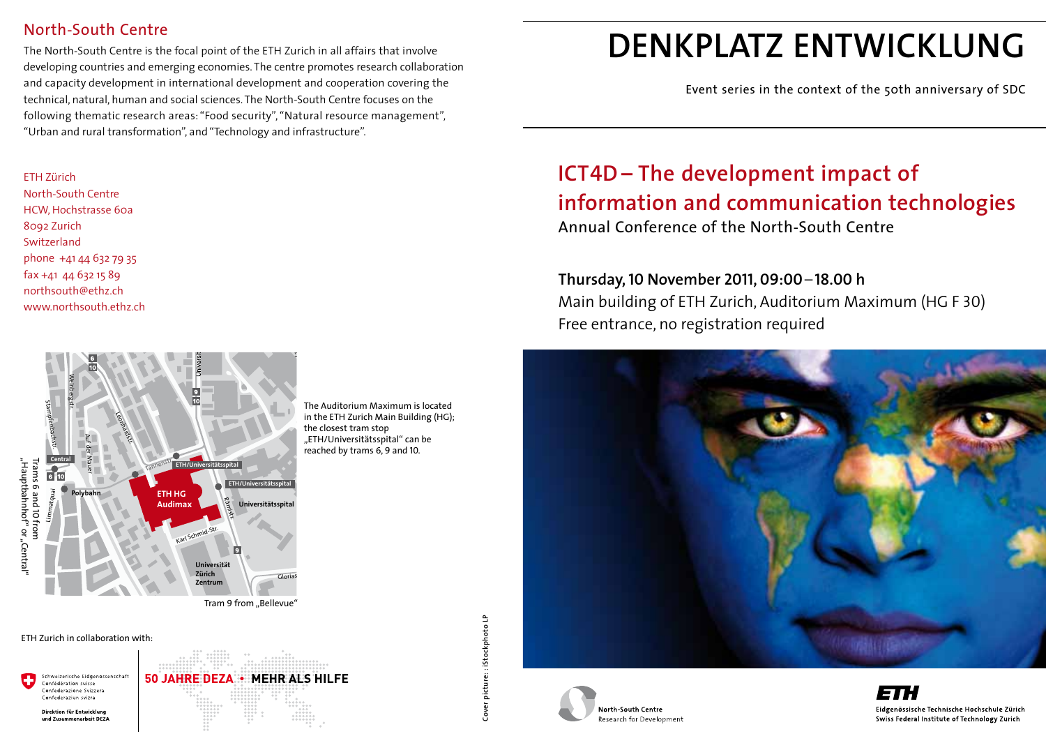## North-South Centre

The North-South Centre is the focal point of the ETH Zurich in all affairs that involve developing countries and emerging economies. The centre promotes research collaboration and capacity development in international development and cooperation covering the technical, natural, human and social sciences. The North-South Centre focuses on the following thematic research areas: "Food security", "Natural resource management", "Urban and rural transformation", and "Technology and infrastructure".

ETH Zürich
North-South Centre
HCW, Hochstrasse 60a
8092 Zurich
Switzerland
phone +41 44 632 79 35
fax +41 44 632 15 89
northsouth@ethz.ch
www.northsouth.ethz.ch

The Auditorium Maximum is located in the ETH Zurich Main Building (HG); the closest tram stop „ETH/Universitätsspital" can be reached by trams 6, 9 and 10.

Trams 6 and 10 from „Hauptbahnhof" or „Central"

Tram 9 from „Bellevue"

ETH Zurich in collaboration with:

Schweizerische Eidgenossenschaft
Confédération suisse
Confederazione Svizzera
Confederaziun svizra

Direktion für Entwicklung und Zusammenarbeit DEZA

50 JAHRE DEZA • MEHR ALS HILFE

Cover picture: iStockphoto LP

# DENKPLATZ ENTWICKLUNG

Event series in the context of the 50th anniversary of SDC

## ICT4D – The development impact of information and communication technologies

Annual Conference of the North-South Centre

**Thursday, 10 November 2011, 09:00 – 18.00 h**
Main building of ETH Zurich, Auditorium Maximum (HG F 30)
Free entrance, no registration required

North-South Centre
Research for Development

ETH
Eidgenössische Technische Hochschule Zürich
Swiss Federal Institute of Technology Zurich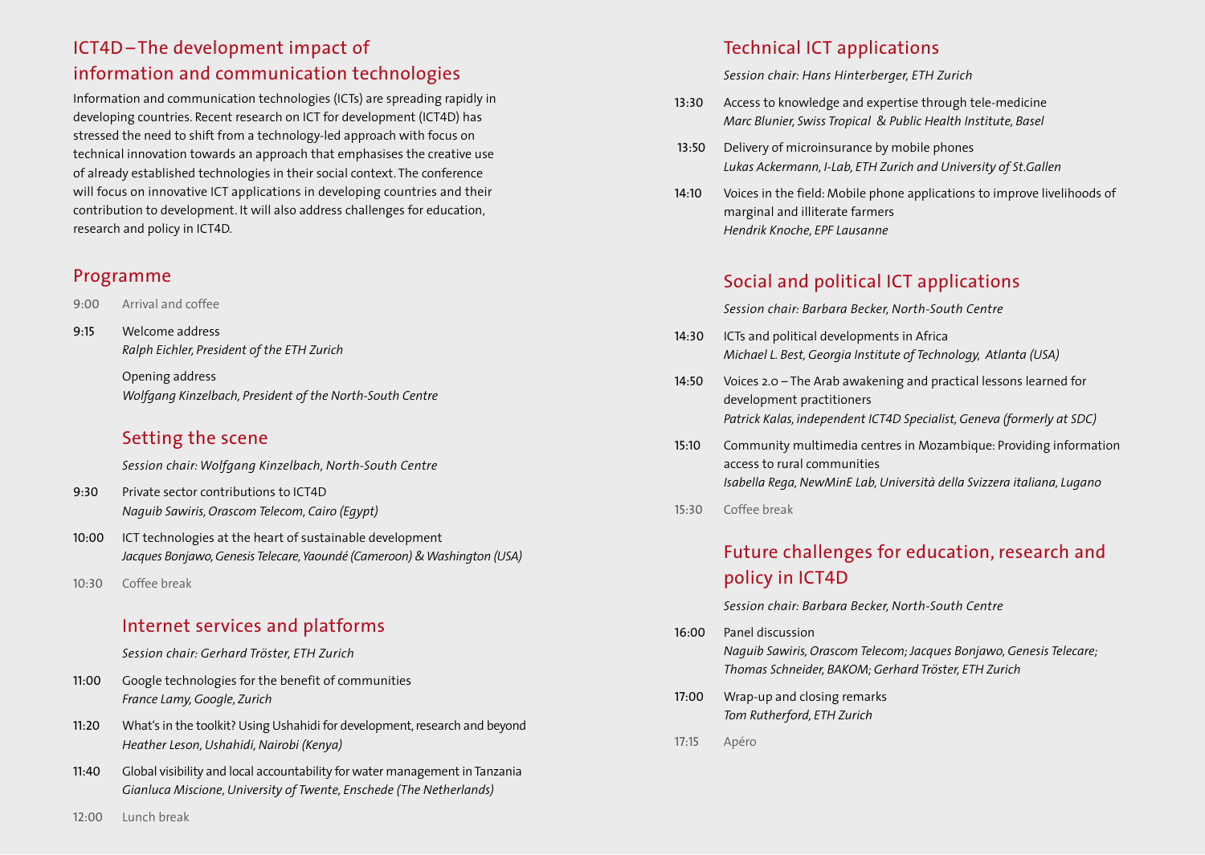## ICT4D – The development impact of information and communication technologies

Information and communication technologies (ICTs) are spreading rapidly in developing countries. Recent research on ICT for development (ICT4D) has stressed the need to shift from a technology-led approach with focus on technical innovation towards an approach that emphasises the creative use of already established technologies in their social context. The conference will focus on innovative ICT applications in developing countries and their contribution to development. It will also address challenges for education, research and policy in ICT4D.

## Programme

9:00 Arrival and coffee

9:15 Welcome address
*Ralph Eichler, President of the ETH Zurich*

Opening address
*Wolfgang Kinzelbach, President of the North-South Centre*

### Setting the scene

*Session chair: Wolfgang Kinzelbach, North-South Centre*

9:30 Private sector contributions to ICT4D
*Naguib Sawiris, Orascom Telecom, Cairo (Egypt)*

10:00 ICT technologies at the heart of sustainable development
*Jacques Bonjawo, Genesis Telecare, Yaoundé (Cameroon) & Washington (USA)*

10:30 Coffee break

### Internet services and platforms

*Session chair: Gerhard Tröster, ETH Zurich*

11:00 Google technologies for the benefit of communities
*France Lamy, Google, Zurich*

11:20 What's in the toolkit? Using Ushahidi for development, research and beyond
*Heather Leson, Ushahidi, Nairobi (Kenya)*

11:40 Global visibility and local accountability for water management in Tanzania
*Gianluca Miscione, University of Twente, Enschede (The Netherlands)*

12:00 Lunch break

### Technical ICT applications

*Session chair: Hans Hinterberger, ETH Zurich*

13:30 Access to knowledge and expertise through tele-medicine
*Marc Blunier, Swiss Tropical & Public Health Institute, Basel*

13:50 Delivery of microinsurance by mobile phones
*Lukas Ackermann, I-Lab, ETH Zurich and University of St.Gallen*

14:10 Voices in the field: Mobile phone applications to improve livelihoods of marginal and illiterate farmers
*Hendrik Knoche, EPF Lausanne*

### Social and political ICT applications

*Session chair: Barbara Becker, North-South Centre*

14:30 ICTs and political developments in Africa
*Michael L. Best, Georgia Institute of Technology, Atlanta (USA)*

14:50 Voices 2.0 – The Arab awakening and practical lessons learned for development practitioners
*Patrick Kalas, independent ICT4D Specialist, Geneva (formerly at SDC)*

15:10 Community multimedia centres in Mozambique: Providing information access to rural communities
*Isabella Rega, NewMinE Lab, Università della Svizzera italiana, Lugano*

15:30 Coffee break

### Future challenges for education, research and policy in ICT4D

*Session chair: Barbara Becker, North-South Centre*

16:00 Panel discussion
*Naguib Sawiris, Orascom Telecom; Jacques Bonjawo, Genesis Telecare; Thomas Schneider, BAKOM; Gerhard Tröster, ETH Zurich*

17:00 Wrap-up and closing remarks
*Tom Rutherford, ETH Zurich*

17:15 Apéro